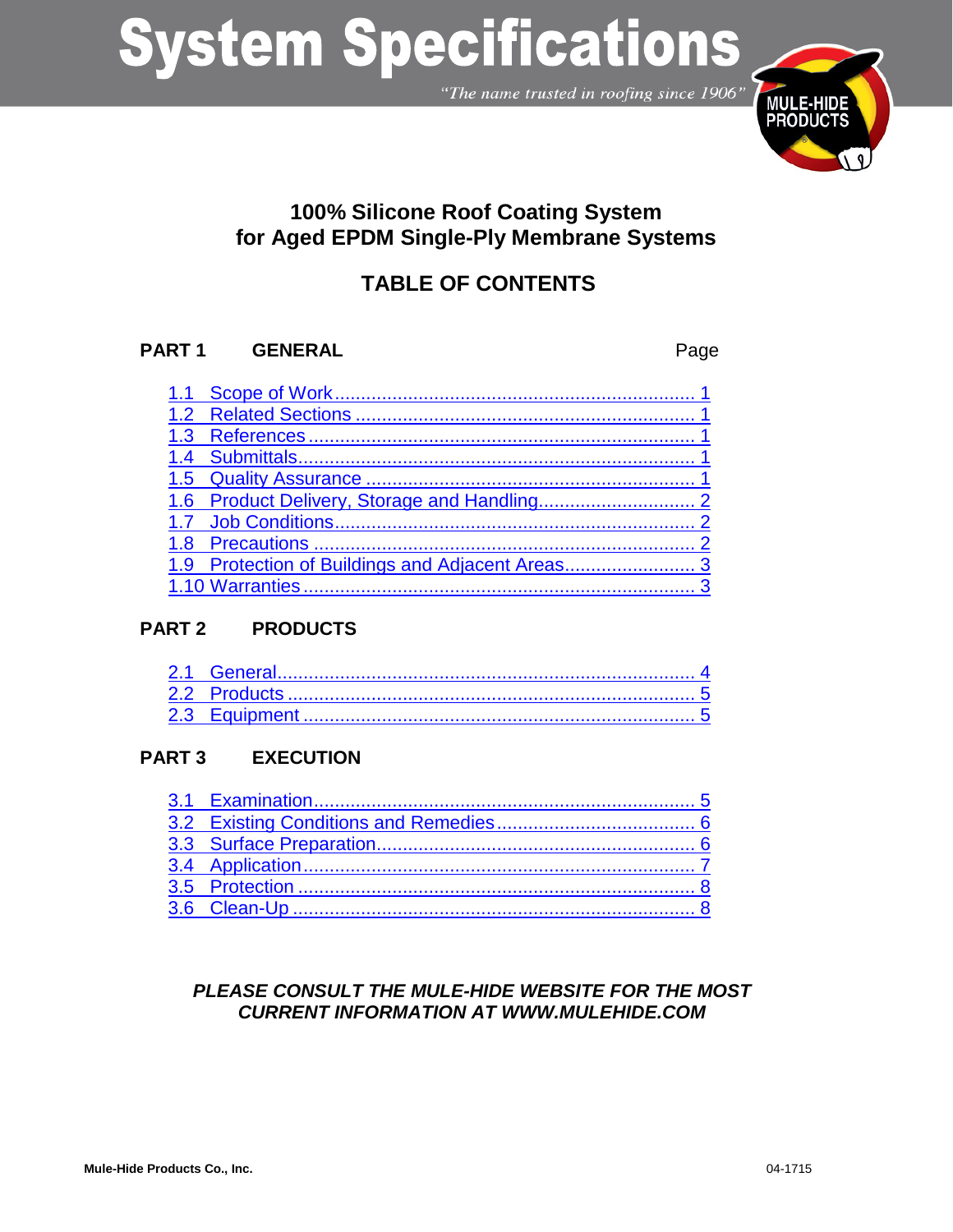# System Specifications

*"The name trusted in roofing since 1906"*

## 100% Silicone Roof Coating System for Aged EPDM Single-Ply Membrane Systems

## TABLE OF CONTENTS

| **PART 1 GENERAL** | Page |
|---|---|
| 1.1 Scope of Work | 1 |
| 1.2 Related Sections | 1 |
| 1.3 References | 1 |
| 1.4 Submittals | 1 |
| 1.5 Quality Assurance | 1 |
| 1.6 Product Delivery, Storage and Handling | 2 |
| 1.7 Job Conditions | 2 |
| 1.8 Precautions | 2 |
| 1.9 Protection of Buildings and Adjacent Areas | 3 |
| 1.10 Warranties | 3 |
| **PART 2 PRODUCTS** | |
| 2.1 General | 4 |
| 2.2 Products | 5 |
| 2.3 Equipment | 5 |
| **PART 3 EXECUTION** | |
| 3.1 Examination | 5 |
| 3.2 Existing Conditions and Remedies | 6 |
| 3.3 Surface Preparation | 6 |
| 3.4 Application | 7 |
| 3.5 Protection | 8 |
| 3.6 Clean-Up | 8 |

***PLEASE CONSULT THE MULE-HIDE WEBSITE FOR THE MOST CURRENT INFORMATION AT WWW.MULEHIDE.COM***

**Mule-Hide Products Co., Inc.** 04-1715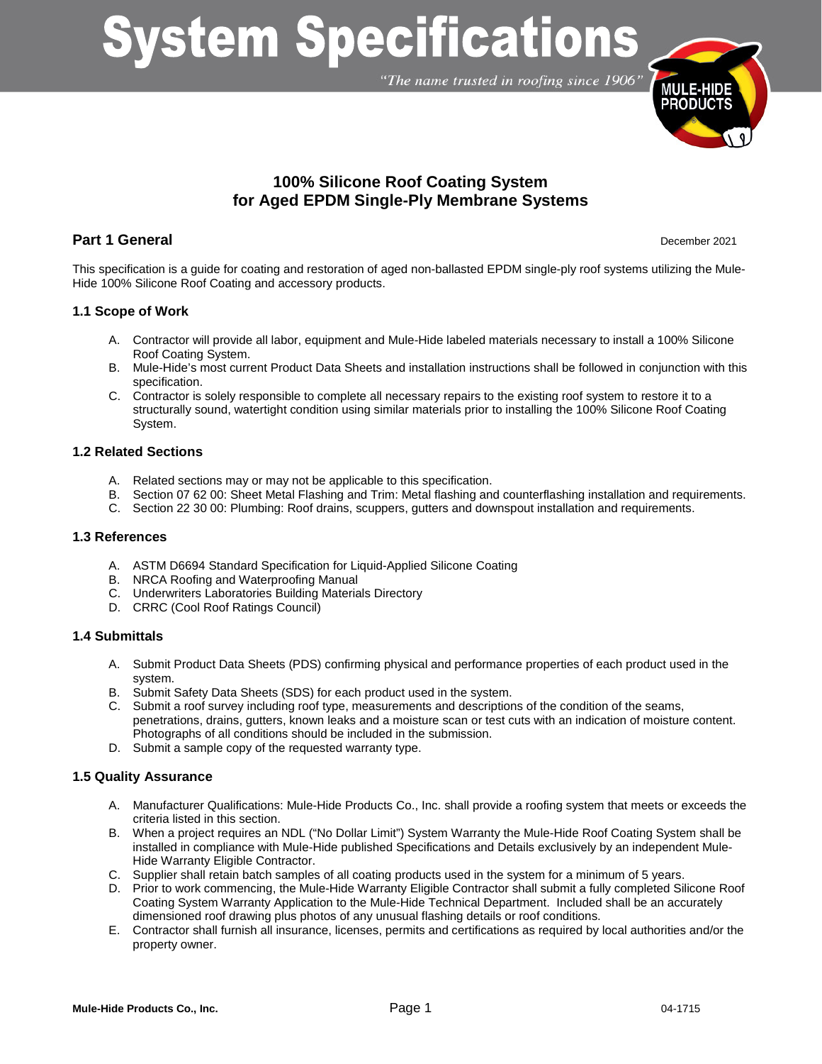# System Specifications

*"The name trusted in roofing since 1906"*

## 100% Silicone Roof Coating System for Aged EPDM Single-Ply Membrane Systems

## Part 1 General

December 2021

This specification is a guide for coating and restoration of aged non-ballasted EPDM single-ply roof systems utilizing the Mule-Hide 100% Silicone Roof Coating and accessory products.

### 1.1 Scope of Work

A. Contractor will provide all labor, equipment and Mule-Hide labeled materials necessary to install a 100% Silicone Roof Coating System.
B. Mule-Hide's most current Product Data Sheets and installation instructions shall be followed in conjunction with this specification.
C. Contractor is solely responsible to complete all necessary repairs to the existing roof system to restore it to a structurally sound, watertight condition using similar materials prior to installing the 100% Silicone Roof Coating System.

### 1.2 Related Sections

A. Related sections may or may not be applicable to this specification.
B. Section 07 62 00: Sheet Metal Flashing and Trim: Metal flashing and counterflashing installation and requirements.
C. Section 22 30 00: Plumbing: Roof drains, scuppers, gutters and downspout installation and requirements.

### 1.3 References

A. ASTM D6694 Standard Specification for Liquid-Applied Silicone Coating
B. NRCA Roofing and Waterproofing Manual
C. Underwriters Laboratories Building Materials Directory
D. CRRC (Cool Roof Ratings Council)

### 1.4 Submittals

A. Submit Product Data Sheets (PDS) confirming physical and performance properties of each product used in the system.
B. Submit Safety Data Sheets (SDS) for each product used in the system.
C. Submit a roof survey including roof type, measurements and descriptions of the condition of the seams, penetrations, drains, gutters, known leaks and a moisture scan or test cuts with an indication of moisture content. Photographs of all conditions should be included in the submission.
D. Submit a sample copy of the requested warranty type.

### 1.5 Quality Assurance

A. Manufacturer Qualifications: Mule-Hide Products Co., Inc. shall provide a roofing system that meets or exceeds the criteria listed in this section.
B. When a project requires an NDL ("No Dollar Limit") System Warranty the Mule-Hide Roof Coating System shall be installed in compliance with Mule-Hide published Specifications and Details exclusively by an independent Mule-Hide Warranty Eligible Contractor.
C. Supplier shall retain batch samples of all coating products used in the system for a minimum of 5 years.
D. Prior to work commencing, the Mule-Hide Warranty Eligible Contractor shall submit a fully completed Silicone Roof Coating System Warranty Application to the Mule-Hide Technical Department. Included shall be an accurately dimensioned roof drawing plus photos of any unusual flashing details or roof conditions.
E. Contractor shall furnish all insurance, licenses, permits and certifications as required by local authorities and/or the property owner.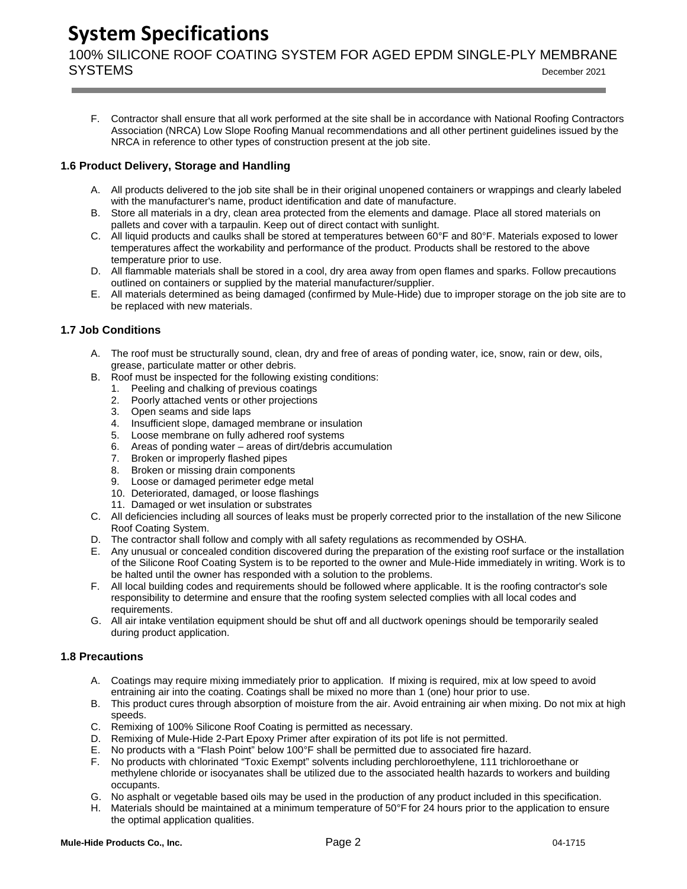F. Contractor shall ensure that all work performed at the site shall be in accordance with National Roofing Contractors Association (NRCA) Low Slope Roofing Manual recommendations and all other pertinent guidelines issued by the NRCA in reference to other types of construction present at the job site.

### 1.6 Product Delivery, Storage and Handling

A. All products delivered to the job site shall be in their original unopened containers or wrappings and clearly labeled with the manufacturer's name, product identification and date of manufacture.
B. Store all materials in a dry, clean area protected from the elements and damage. Place all stored materials on pallets and cover with a tarpaulin. Keep out of direct contact with sunlight.
C. All liquid products and caulks shall be stored at temperatures between 60°F and 80°F. Materials exposed to lower temperatures affect the workability and performance of the product. Products shall be restored to the above temperature prior to use.
D. All flammable materials shall be stored in a cool, dry area away from open flames and sparks. Follow precautions outlined on containers or supplied by the material manufacturer/supplier.
E. All materials determined as being damaged (confirmed by Mule-Hide) due to improper storage on the job site are to be replaced with new materials.

### 1.7 Job Conditions

A. The roof must be structurally sound, clean, dry and free of areas of ponding water, ice, snow, rain or dew, oils, grease, particulate matter or other debris.
B. Roof must be inspected for the following existing conditions:
   1. Peeling and chalking of previous coatings
   2. Poorly attached vents or other projections
   3. Open seams and side laps
   4. Insufficient slope, damaged membrane or insulation
   5. Loose membrane on fully adhered roof systems
   6. Areas of ponding water – areas of dirt/debris accumulation
   7. Broken or improperly flashed pipes
   8. Broken or missing drain components
   9. Loose or damaged perimeter edge metal
   10. Deteriorated, damaged, or loose flashings
   11. Damaged or wet insulation or substrates
C. All deficiencies including all sources of leaks must be properly corrected prior to the installation of the new Silicone Roof Coating System.
D. The contractor shall follow and comply with all safety regulations as recommended by OSHA.
E. Any unusual or concealed condition discovered during the preparation of the existing roof surface or the installation of the Silicone Roof Coating System is to be reported to the owner and Mule-Hide immediately in writing. Work is to be halted until the owner has responded with a solution to the problems.
F. All local building codes and requirements should be followed where applicable. It is the roofing contractor's sole responsibility to determine and ensure that the roofing system selected complies with all local codes and requirements.
G. All air intake ventilation equipment should be shut off and all ductwork openings should be temporarily sealed during product application.

### 1.8 Precautions

A. Coatings may require mixing immediately prior to application. If mixing is required, mix at low speed to avoid entraining air into the coating. Coatings shall be mixed no more than 1 (one) hour prior to use.
B. This product cures through absorption of moisture from the air. Avoid entraining air when mixing. Do not mix at high speeds.
C. Remixing of 100% Silicone Roof Coating is permitted as necessary.
D. Remixing of Mule-Hide 2-Part Epoxy Primer after expiration of its pot life is not permitted.
E. No products with a "Flash Point" below 100°F shall be permitted due to associated fire hazard.
F. No products with chlorinated "Toxic Exempt" solvents including perchloroethylene, 111 trichloroethane or methylene chloride or isocyanates shall be utilized due to the associated health hazards to workers and building occupants.
G. No asphalt or vegetable based oils may be used in the production of any product included in this specification.
H. Materials should be maintained at a minimum temperature of 50°F for 24 hours prior to the application to ensure the optimal application qualities.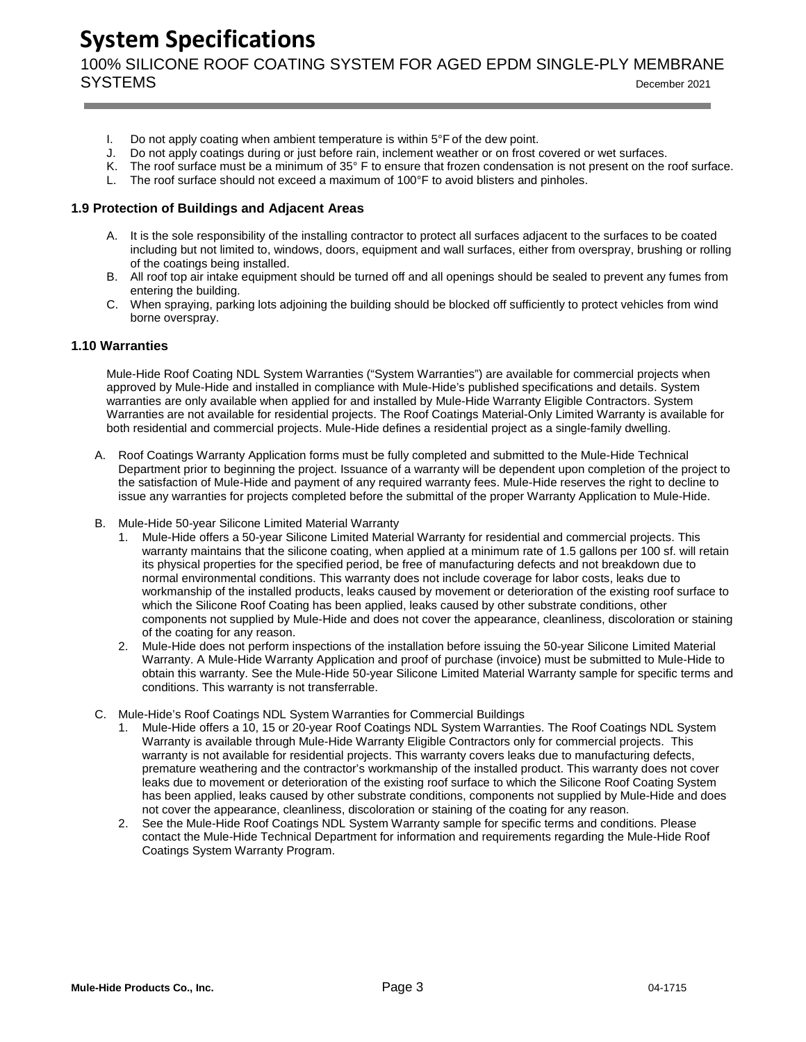I. Do not apply coating when ambient temperature is within 5°F of the dew point.
J. Do not apply coatings during or just before rain, inclement weather or on frost covered or wet surfaces.
K. The roof surface must be a minimum of 35° F to ensure that frozen condensation is not present on the roof surface.
L. The roof surface should not exceed a maximum of 100°F to avoid blisters and pinholes.

### 1.9 Protection of Buildings and Adjacent Areas

A. It is the sole responsibility of the installing contractor to protect all surfaces adjacent to the surfaces to be coated including but not limited to, windows, doors, equipment and wall surfaces, either from overspray, brushing or rolling of the coatings being installed.
B. All roof top air intake equipment should be turned off and all openings should be sealed to prevent any fumes from entering the building.
C. When spraying, parking lots adjoining the building should be blocked off sufficiently to protect vehicles from wind borne overspray.

### 1.10 Warranties

Mule-Hide Roof Coating NDL System Warranties ("System Warranties") are available for commercial projects when approved by Mule-Hide and installed in compliance with Mule-Hide's published specifications and details. System warranties are only available when applied for and installed by Mule-Hide Warranty Eligible Contractors. System Warranties are not available for residential projects. The Roof Coatings Material-Only Limited Warranty is available for both residential and commercial projects. Mule-Hide defines a residential project as a single-family dwelling.

A. Roof Coatings Warranty Application forms must be fully completed and submitted to the Mule-Hide Technical Department prior to beginning the project. Issuance of a warranty will be dependent upon completion of the project to the satisfaction of Mule-Hide and payment of any required warranty fees. Mule-Hide reserves the right to decline to issue any warranties for projects completed before the submittal of the proper Warranty Application to Mule-Hide.

B. Mule-Hide 50-year Silicone Limited Material Warranty
   1. Mule-Hide offers a 50-year Silicone Limited Material Warranty for residential and commercial projects. This warranty maintains that the silicone coating, when applied at a minimum rate of 1.5 gallons per 100 sf. will retain its physical properties for the specified period, be free of manufacturing defects and not breakdown due to normal environmental conditions. This warranty does not include coverage for labor costs, leaks due to workmanship of the installed products, leaks caused by movement or deterioration of the existing roof surface to which the Silicone Roof Coating has been applied, leaks caused by other substrate conditions, other components not supplied by Mule-Hide and does not cover the appearance, cleanliness, discoloration or staining of the coating for any reason.
   2. Mule-Hide does not perform inspections of the installation before issuing the 50-year Silicone Limited Material Warranty. A Mule-Hide Warranty Application and proof of purchase (invoice) must be submitted to Mule-Hide to obtain this warranty. See the Mule-Hide 50-year Silicone Limited Material Warranty sample for specific terms and conditions. This warranty is not transferrable.

C. Mule-Hide's Roof Coatings NDL System Warranties for Commercial Buildings
   1. Mule-Hide offers a 10, 15 or 20-year Roof Coatings NDL System Warranties. The Roof Coatings NDL System Warranty is available through Mule-Hide Warranty Eligible Contractors only for commercial projects. This warranty is not available for residential projects. This warranty covers leaks due to manufacturing defects, premature weathering and the contractor's workmanship of the installed product. This warranty does not cover leaks due to movement or deterioration of the existing roof surface to which the Silicone Roof Coating System has been applied, leaks caused by other substrate conditions, components not supplied by Mule-Hide and does not cover the appearance, cleanliness, discoloration or staining of the coating for any reason.
   2. See the Mule-Hide Roof Coatings NDL System Warranty sample for specific terms and conditions. Please contact the Mule-Hide Technical Department for information and requirements regarding the Mule-Hide Roof Coatings System Warranty Program.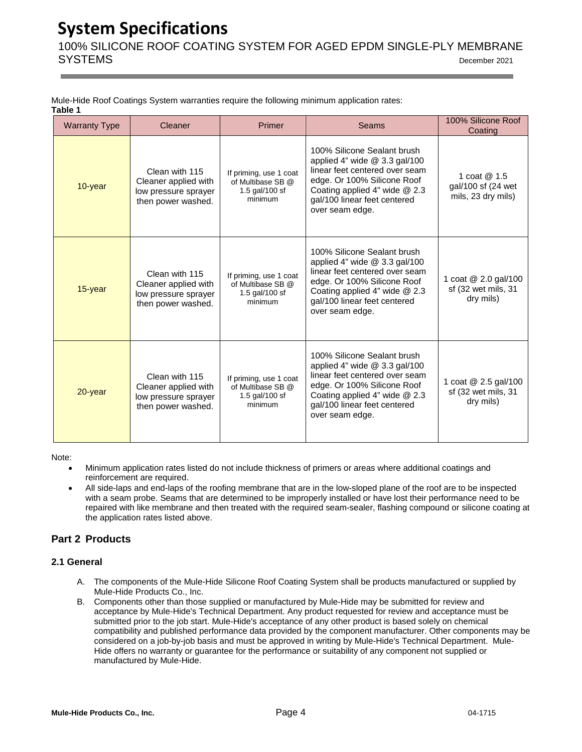Mule-Hide Roof Coatings System warranties require the following minimum application rates:

**Table 1**

| Warranty Type | Cleaner | Primer | Seams | 100% Silicone Roof Coating |
|---|---|---|---|---|
| 10-year | Clean with 115 Cleaner applied with low pressure sprayer then power washed. | If priming, use 1 coat of Multibase SB @ 1.5 gal/100 sf minimum | 100% Silicone Sealant brush applied 4" wide @ 3.3 gal/100 linear feet centered over seam edge. Or 100% Silicone Roof Coating applied 4" wide @ 2.3 gal/100 linear feet centered over seam edge. | 1 coat @ 1.5 gal/100 sf (24 wet mils, 23 dry mils) |
| 15-year | Clean with 115 Cleaner applied with low pressure sprayer then power washed. | If priming, use 1 coat of Multibase SB @ 1.5 gal/100 sf minimum | 100% Silicone Sealant brush applied 4" wide @ 3.3 gal/100 linear feet centered over seam edge. Or 100% Silicone Roof Coating applied 4" wide @ 2.3 gal/100 linear feet centered over seam edge. | 1 coat @ 2.0 gal/100 sf (32 wet mils, 31 dry mils) |
| 20-year | Clean with 115 Cleaner applied with low pressure sprayer then power washed. | If priming, use 1 coat of Multibase SB @ 1.5 gal/100 sf minimum | 100% Silicone Sealant brush applied 4" wide @ 3.3 gal/100 linear feet centered over seam edge. Or 100% Silicone Roof Coating applied 4" wide @ 2.3 gal/100 linear feet centered over seam edge. | 1 coat @ 2.5 gal/100 sf (32 wet mils, 31 dry mils) |

Note:

- Minimum application rates listed do not include thickness of primers or areas where additional coatings and reinforcement are required.
- All side-laps and end-laps of the roofing membrane that are in the low-sloped plane of the roof are to be inspected with a seam probe. Seams that are determined to be improperly installed or have lost their performance need to be repaired with like membrane and then treated with the required seam-sealer, flashing compound or silicone coating at the application rates listed above.

## Part 2 Products

### 2.1 General

A. The components of the Mule-Hide Silicone Roof Coating System shall be products manufactured or supplied by Mule-Hide Products Co., Inc.

B. Components other than those supplied or manufactured by Mule-Hide may be submitted for review and acceptance by Mule-Hide's Technical Department. Any product requested for review and acceptance must be submitted prior to the job start. Mule-Hide's acceptance of any other product is based solely on chemical compatibility and published performance data provided by the component manufacturer. Other components may be considered on a job-by-job basis and must be approved in writing by Mule-Hide's Technical Department. Mule-Hide offers no warranty or guarantee for the performance or suitability of any component not supplied or manufactured by Mule-Hide.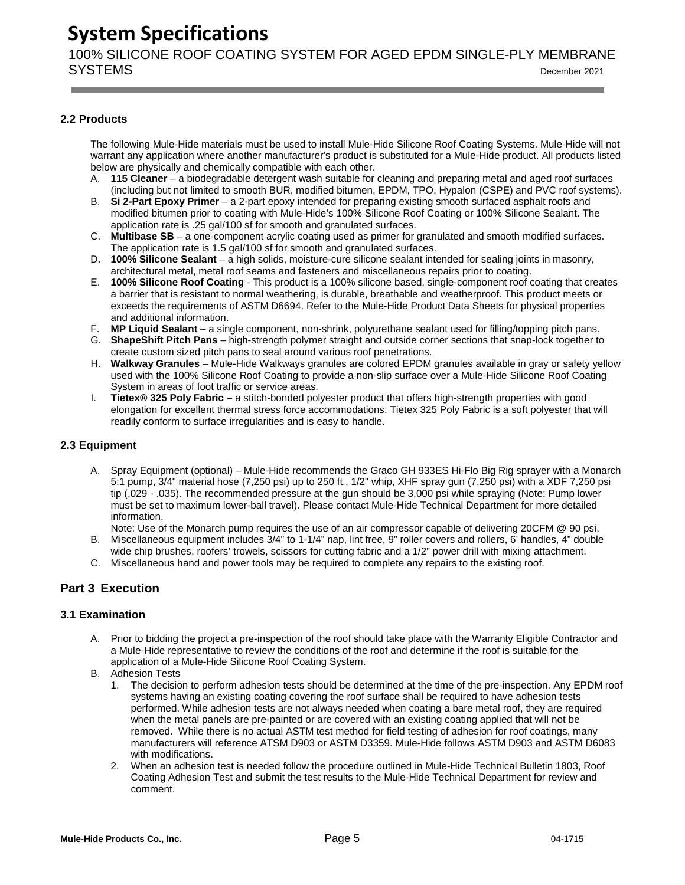### 2.2 Products

The following Mule-Hide materials must be used to install Mule-Hide Silicone Roof Coating Systems. Mule-Hide will not warrant any application where another manufacturer's product is substituted for a Mule-Hide product. All products listed below are physically and chemically compatible with each other.

A. **115 Cleaner** – a biodegradable detergent wash suitable for cleaning and preparing metal and aged roof surfaces (including but not limited to smooth BUR, modified bitumen, EPDM, TPO, Hypalon (CSPE) and PVC roof systems).
B. **Si 2-Part Epoxy Primer** – a 2-part epoxy intended for preparing existing smooth surfaced asphalt roofs and modified bitumen prior to coating with Mule-Hide's 100% Silicone Roof Coating or 100% Silicone Sealant. The application rate is .25 gal/100 sf for smooth and granulated surfaces.
C. **Multibase SB** – a one-component acrylic coating used as primer for granulated and smooth modified surfaces. The application rate is 1.5 gal/100 sf for smooth and granulated surfaces.
D. **100% Silicone Sealant** – a high solids, moisture-cure silicone sealant intended for sealing joints in masonry, architectural metal, metal roof seams and fasteners and miscellaneous repairs prior to coating.
E. **100% Silicone Roof Coating** - This product is a 100% silicone based, single-component roof coating that creates a barrier that is resistant to normal weathering, is durable, breathable and weatherproof. This product meets or exceeds the requirements of ASTM D6694. Refer to the Mule-Hide Product Data Sheets for physical properties and additional information.
F. **MP Liquid Sealant** – a single component, non-shrink, polyurethane sealant used for filling/topping pitch pans.
G. **ShapeShift Pitch Pans** – high-strength polymer straight and outside corner sections that snap-lock together to create custom sized pitch pans to seal around various roof penetrations.
H. **Walkway Granules** – Mule-Hide Walkways granules are colored EPDM granules available in gray or safety yellow used with the 100% Silicone Roof Coating to provide a non-slip surface over a Mule-Hide Silicone Roof Coating System in areas of foot traffic or service areas.
I. **Tietex® 325 Poly Fabric –** a stitch-bonded polyester product that offers high-strength properties with good elongation for excellent thermal stress force accommodations. Tietex 325 Poly Fabric is a soft polyester that will readily conform to surface irregularities and is easy to handle.

### 2.3 Equipment

A. Spray Equipment (optional) – Mule-Hide recommends the Graco GH 933ES Hi-Flo Big Rig sprayer with a Monarch 5:1 pump, 3/4" material hose (7,250 psi) up to 250 ft., 1/2" whip, XHF spray gun (7,250 psi) with a XDF 7,250 psi tip (.029 - .035). The recommended pressure at the gun should be 3,000 psi while spraying (Note: Pump lower must be set to maximum lower-ball travel). Please contact Mule-Hide Technical Department for more detailed information.
   Note: Use of the Monarch pump requires the use of an air compressor capable of delivering 20CFM @ 90 psi.
B. Miscellaneous equipment includes 3/4" to 1-1/4" nap, lint free, 9" roller covers and rollers, 6' handles, 4" double wide chip brushes, roofers' trowels, scissors for cutting fabric and a 1/2" power drill with mixing attachment.
C. Miscellaneous hand and power tools may be required to complete any repairs to the existing roof.

## Part 3 Execution

### 3.1 Examination

A. Prior to bidding the project a pre-inspection of the roof should take place with the Warranty Eligible Contractor and a Mule-Hide representative to review the conditions of the roof and determine if the roof is suitable for the application of a Mule-Hide Silicone Roof Coating System.
B. Adhesion Tests
   1. The decision to perform adhesion tests should be determined at the time of the pre-inspection. Any EPDM roof systems having an existing coating covering the roof surface shall be required to have adhesion tests performed. While adhesion tests are not always needed when coating a bare metal roof, they are required when the metal panels are pre-painted or are covered with an existing coating applied that will not be removed. While there is no actual ASTM test method for field testing of adhesion for roof coatings, many manufacturers will reference ATSM D903 or ASTM D3359. Mule-Hide follows ASTM D903 and ASTM D6083 with modifications.
   2. When an adhesion test is needed follow the procedure outlined in Mule-Hide Technical Bulletin 1803, Roof Coating Adhesion Test and submit the test results to the Mule-Hide Technical Department for review and comment.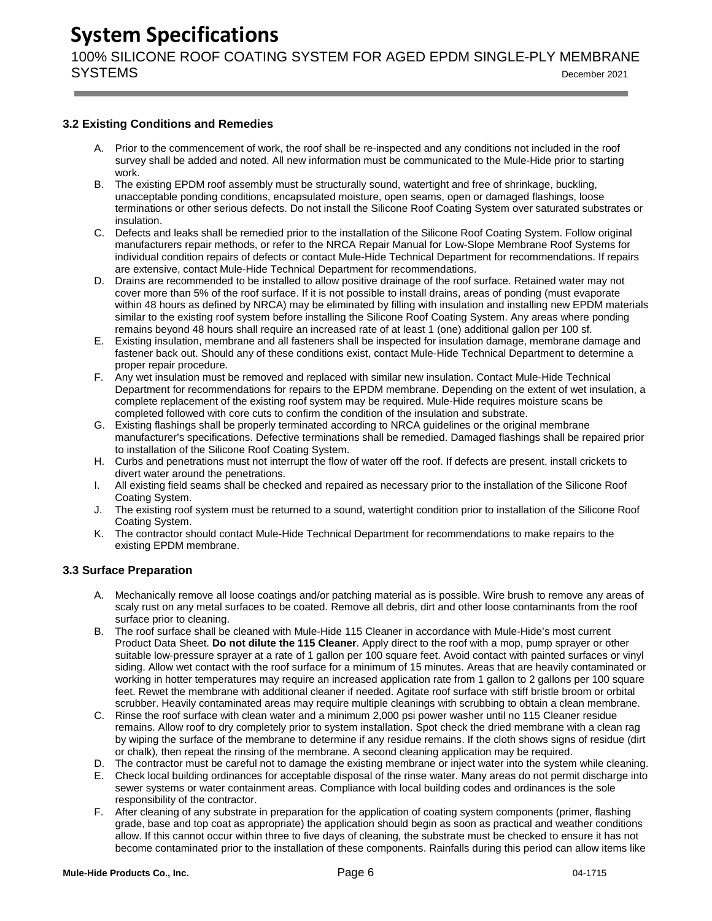### 3.2 Existing Conditions and Remedies

A. Prior to the commencement of work, the roof shall be re-inspected and any conditions not included in the roof survey shall be added and noted. All new information must be communicated to the Mule-Hide prior to starting work.

B. The existing EPDM roof assembly must be structurally sound, watertight and free of shrinkage, buckling, unacceptable ponding conditions, encapsulated moisture, open seams, open or damaged flashings, loose terminations or other serious defects. Do not install the Silicone Roof Coating System over saturated substrates or insulation.

C. Defects and leaks shall be remedied prior to the installation of the Silicone Roof Coating System. Follow original manufacturers repair methods, or refer to the NRCA Repair Manual for Low-Slope Membrane Roof Systems for individual condition repairs of defects or contact Mule-Hide Technical Department for recommendations. If repairs are extensive, contact Mule-Hide Technical Department for recommendations.

D. Drains are recommended to be installed to allow positive drainage of the roof surface. Retained water may not cover more than 5% of the roof surface. If it is not possible to install drains, areas of ponding (must evaporate within 48 hours as defined by NRCA) may be eliminated by filling with insulation and installing new EPDM materials similar to the existing roof system before installing the Silicone Roof Coating System. Any areas where ponding remains beyond 48 hours shall require an increased rate of at least 1 (one) additional gallon per 100 sf.

E. Existing insulation, membrane and all fasteners shall be inspected for insulation damage, membrane damage and fastener back out. Should any of these conditions exist, contact Mule-Hide Technical Department to determine a proper repair procedure.

F. Any wet insulation must be removed and replaced with similar new insulation. Contact Mule-Hide Technical Department for recommendations for repairs to the EPDM membrane. Depending on the extent of wet insulation, a complete replacement of the existing roof system may be required. Mule-Hide requires moisture scans be completed followed with core cuts to confirm the condition of the insulation and substrate.

G. Existing flashings shall be properly terminated according to NRCA guidelines or the original membrane manufacturer's specifications. Defective terminations shall be remedied. Damaged flashings shall be repaired prior to installation of the Silicone Roof Coating System.

H. Curbs and penetrations must not interrupt the flow of water off the roof. If defects are present, install crickets to divert water around the penetrations.

I. All existing field seams shall be checked and repaired as necessary prior to the installation of the Silicone Roof Coating System.

J. The existing roof system must be returned to a sound, watertight condition prior to installation of the Silicone Roof Coating System.

K. The contractor should contact Mule-Hide Technical Department for recommendations to make repairs to the existing EPDM membrane.

### 3.3 Surface Preparation

A. Mechanically remove all loose coatings and/or patching material as is possible. Wire brush to remove any areas of scaly rust on any metal surfaces to be coated. Remove all debris, dirt and other loose contaminants from the roof surface prior to cleaning.

B. The roof surface shall be cleaned with Mule-Hide 115 Cleaner in accordance with Mule-Hide's most current Product Data Sheet. **Do not dilute the 115 Cleaner**. Apply direct to the roof with a mop, pump sprayer or other suitable low-pressure sprayer at a rate of 1 gallon per 100 square feet. Avoid contact with painted surfaces or vinyl siding. Allow wet contact with the roof surface for a minimum of 15 minutes. Areas that are heavily contaminated or working in hotter temperatures may require an increased application rate from 1 gallon to 2 gallons per 100 square feet. Rewet the membrane with additional cleaner if needed. Agitate roof surface with stiff bristle broom or orbital scrubber. Heavily contaminated areas may require multiple cleanings with scrubbing to obtain a clean membrane.

C. Rinse the roof surface with clean water and a minimum 2,000 psi power washer until no 115 Cleaner residue remains. Allow roof to dry completely prior to system installation. Spot check the dried membrane with a clean rag by wiping the surface of the membrane to determine if any residue remains. If the cloth shows signs of residue (dirt or chalk), then repeat the rinsing of the membrane. A second cleaning application may be required.

D. The contractor must be careful not to damage the existing membrane or inject water into the system while cleaning.

E. Check local building ordinances for acceptable disposal of the rinse water. Many areas do not permit discharge into sewer systems or water containment areas. Compliance with local building codes and ordinances is the sole responsibility of the contractor.

F. After cleaning of any substrate in preparation for the application of coating system components (primer, flashing grade, base and top coat as appropriate) the application should begin as soon as practical and weather conditions allow. If this cannot occur within three to five days of cleaning, the substrate must be checked to ensure it has not become contaminated prior to the installation of these components. Rainfalls during this period can allow items like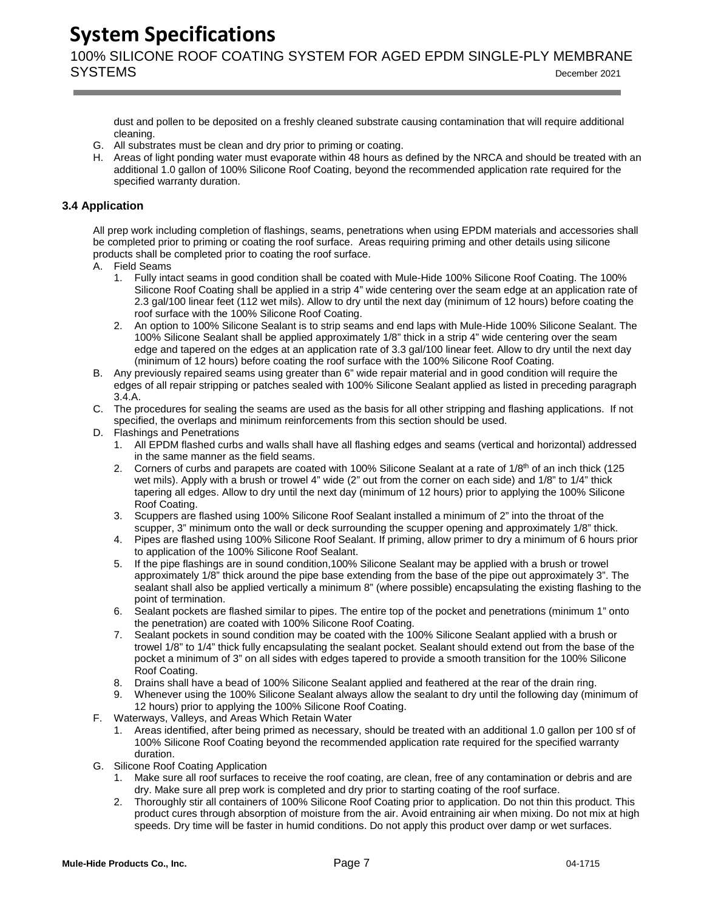dust and pollen to be deposited on a freshly cleaned substrate causing contamination that will require additional cleaning.

G. All substrates must be clean and dry prior to priming or coating.

H. Areas of light ponding water must evaporate within 48 hours as defined by the NRCA and should be treated with an additional 1.0 gallon of 100% Silicone Roof Coating, beyond the recommended application rate required for the specified warranty duration.

### 3.4 Application

All prep work including completion of flashings, seams, penetrations when using EPDM materials and accessories shall be completed prior to priming or coating the roof surface. Areas requiring priming and other details using silicone products shall be completed prior to coating the roof surface.

A. Field Seams
   1. Fully intact seams in good condition shall be coated with Mule-Hide 100% Silicone Roof Coating. The 100% Silicone Roof Coating shall be applied in a strip 4" wide centering over the seam edge at an application rate of 2.3 gal/100 linear feet (112 wet mils). Allow to dry until the next day (minimum of 12 hours) before coating the roof surface with the 100% Silicone Roof Coating.
   2. An option to 100% Silicone Sealant is to strip seams and end laps with Mule-Hide 100% Silicone Sealant. The 100% Silicone Sealant shall be applied approximately 1/8" thick in a strip 4" wide centering over the seam edge and tapered on the edges at an application rate of 3.3 gal/100 linear feet. Allow to dry until the next day (minimum of 12 hours) before coating the roof surface with the 100% Silicone Roof Coating.

B. Any previously repaired seams using greater than 6" wide repair material and in good condition will require the edges of all repair stripping or patches sealed with 100% Silicone Sealant applied as listed in preceding paragraph 3.4.A.

C. The procedures for sealing the seams are used as the basis for all other stripping and flashing applications. If not specified, the overlaps and minimum reinforcements from this section should be used.

D. Flashings and Penetrations
   1. All EPDM flashed curbs and walls shall have all flashing edges and seams (vertical and horizontal) addressed in the same manner as the field seams.
   2. Corners of curbs and parapets are coated with 100% Silicone Sealant at a rate of 1/8th of an inch thick (125 wet mils). Apply with a brush or trowel 4" wide (2" out from the corner on each side) and 1/8" to 1/4" thick tapering all edges. Allow to dry until the next day (minimum of 12 hours) prior to applying the 100% Silicone Roof Coating.
   3. Scuppers are flashed using 100% Silicone Roof Sealant installed a minimum of 2" into the throat of the scupper, 3" minimum onto the wall or deck surrounding the scupper opening and approximately 1/8" thick.
   4. Pipes are flashed using 100% Silicone Roof Sealant. If priming, allow primer to dry a minimum of 6 hours prior to application of the 100% Silicone Roof Sealant.
   5. If the pipe flashings are in sound condition,100% Silicone Sealant may be applied with a brush or trowel approximately 1/8" thick around the pipe base extending from the base of the pipe out approximately 3". The sealant shall also be applied vertically a minimum 8" (where possible) encapsulating the existing flashing to the point of termination.
   6. Sealant pockets are flashed similar to pipes. The entire top of the pocket and penetrations (minimum 1" onto the penetration) are coated with 100% Silicone Roof Coating.
   7. Sealant pockets in sound condition may be coated with the 100% Silicone Sealant applied with a brush or trowel 1/8" to 1/4" thick fully encapsulating the sealant pocket. Sealant should extend out from the base of the pocket a minimum of 3" on all sides with edges tapered to provide a smooth transition for the 100% Silicone Roof Coating.
   8. Drains shall have a bead of 100% Silicone Sealant applied and feathered at the rear of the drain ring.
   9. Whenever using the 100% Silicone Sealant always allow the sealant to dry until the following day (minimum of 12 hours) prior to applying the 100% Silicone Roof Coating.

F. Waterways, Valleys, and Areas Which Retain Water
   1. Areas identified, after being primed as necessary, should be treated with an additional 1.0 gallon per 100 sf of 100% Silicone Roof Coating beyond the recommended application rate required for the specified warranty duration.

G. Silicone Roof Coating Application
   1. Make sure all roof surfaces to receive the roof coating, are clean, free of any contamination or debris and are dry. Make sure all prep work is completed and dry prior to starting coating of the roof surface.
   2. Thoroughly stir all containers of 100% Silicone Roof Coating prior to application. Do not thin this product. This product cures through absorption of moisture from the air. Avoid entraining air when mixing. Do not mix at high speeds. Dry time will be faster in humid conditions. Do not apply this product over damp or wet surfaces.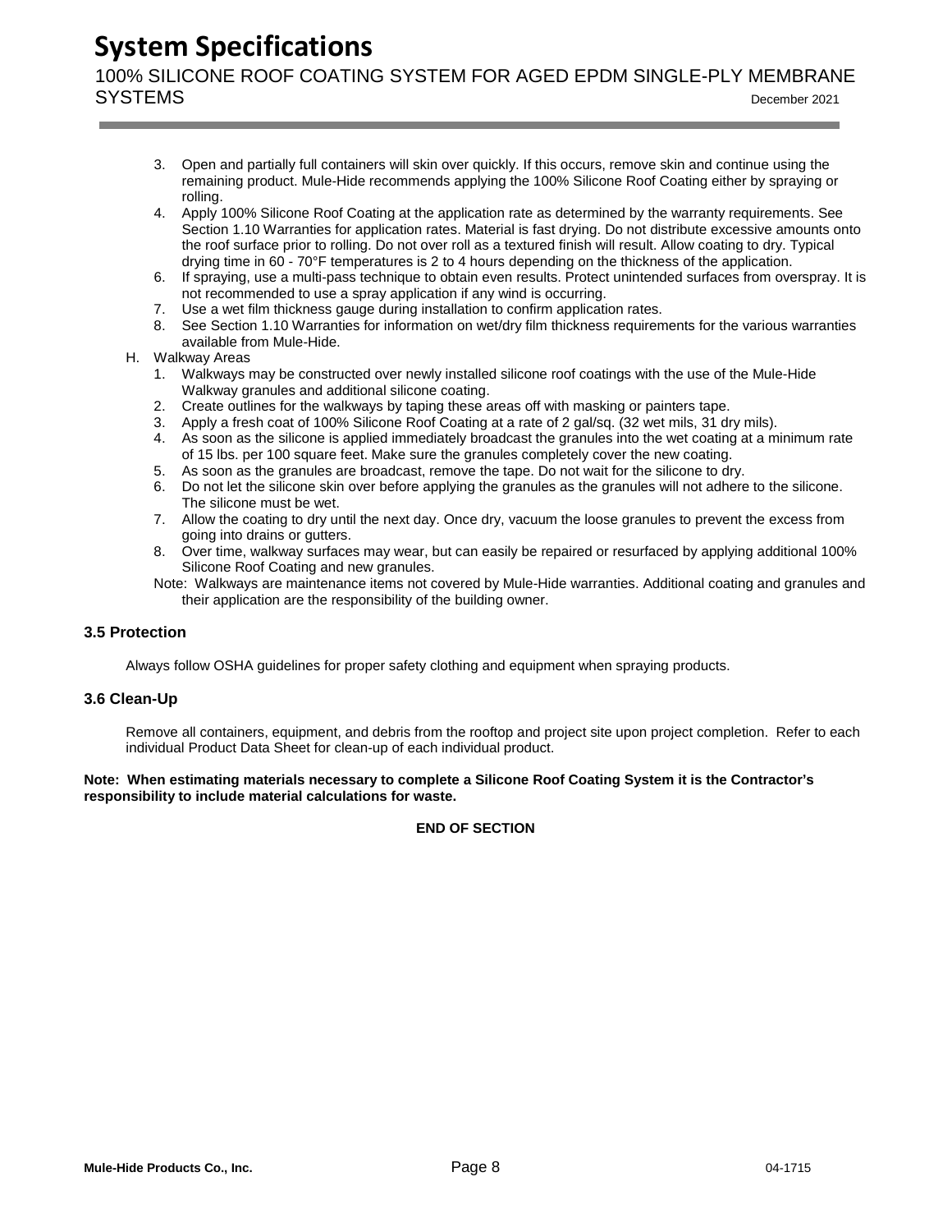3. Open and partially full containers will skin over quickly. If this occurs, remove skin and continue using the remaining product. Mule-Hide recommends applying the 100% Silicone Roof Coating either by spraying or rolling.
4. Apply 100% Silicone Roof Coating at the application rate as determined by the warranty requirements. See Section 1.10 Warranties for application rates. Material is fast drying. Do not distribute excessive amounts onto the roof surface prior to rolling. Do not over roll as a textured finish will result. Allow coating to dry. Typical drying time in 60 - 70°F temperatures is 2 to 4 hours depending on the thickness of the application.
6. If spraying, use a multi-pass technique to obtain even results. Protect unintended surfaces from overspray. It is not recommended to use a spray application if any wind is occurring.
7. Use a wet film thickness gauge during installation to confirm application rates.
8. See Section 1.10 Warranties for information on wet/dry film thickness requirements for the various warranties available from Mule-Hide.

H. Walkway Areas
1. Walkways may be constructed over newly installed silicone roof coatings with the use of the Mule-Hide Walkway granules and additional silicone coating.
2. Create outlines for the walkways by taping these areas off with masking or painters tape.
3. Apply a fresh coat of 100% Silicone Roof Coating at a rate of 2 gal/sq. (32 wet mils, 31 dry mils).
4. As soon as the silicone is applied immediately broadcast the granules into the wet coating at a minimum rate of 15 lbs. per 100 square feet. Make sure the granules completely cover the new coating.
5. As soon as the granules are broadcast, remove the tape. Do not wait for the silicone to dry.
6. Do not let the silicone skin over before applying the granules as the granules will not adhere to the silicone. The silicone must be wet.
7. Allow the coating to dry until the next day. Once dry, vacuum the loose granules to prevent the excess from going into drains or gutters.
8. Over time, walkway surfaces may wear, but can easily be repaired or resurfaced by applying additional 100% Silicone Roof Coating and new granules.

Note: Walkways are maintenance items not covered by Mule-Hide warranties. Additional coating and granules and their application are the responsibility of the building owner.

### 3.5 Protection

Always follow OSHA guidelines for proper safety clothing and equipment when spraying products.

### 3.6 Clean-Up

Remove all containers, equipment, and debris from the rooftop and project site upon project completion. Refer to each individual Product Data Sheet for clean-up of each individual product.

**Note: When estimating materials necessary to complete a Silicone Roof Coating System it is the Contractor's responsibility to include material calculations for waste.**

**END OF SECTION**